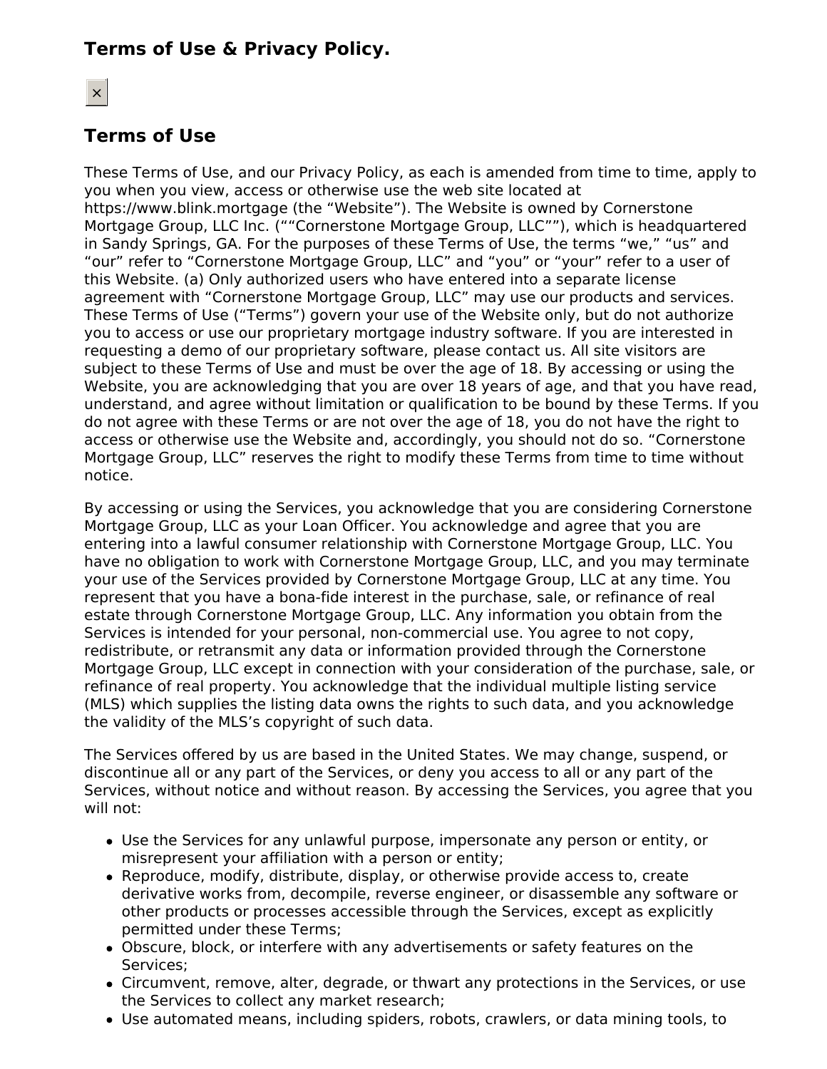## Terms of Use & Privacy Policy.

×

## Terms of Use

These Terms of Use, and our Privacy Policy, as each is amended from time to time, apply to you when you view, access or otherwise use the web site located at https://www.blink.mortgage (the “Website”). The Website is owned by Cornerstone Mortgage Group, LLC Inc. (““Cornerstone Mortgage Group, LLC””), which is headquartered in Sandy Springs, GA. For the purposes of these Terms of Use, the terms “we,” “us” and “our” refer to “Cornerstone Mortgage Group, LLC” and “you” or “your” refer to a user of this Website. (a) Only authorized users who have entered into a separate license agreement with “Cornerstone Mortgage Group, LLC” may use our products and services. These Terms of Use (“Terms”) govern your use of the Website only, but do not authorize you to access or use our proprietary mortgage industry software. If you are interested in requesting a demo of our proprietary software, please contact us. All site visitors are subject to these Terms of Use and must be over the age of 18. By accessing or using the Website, you are acknowledging that you are over 18 years of age, and that you have read, understand, and agree without limitation or qualification to be bound by these Terms. If you do not agree with these Terms or are not over the age of 18, you do not have the right to access or otherwise use the Website and, accordingly, you should not do so. “Cornerstone Mortgage Group, LLC” reserves the right to modify these Terms from time to time without notice.

By accessing or using the Services, you acknowledge that you are considering Cornerstone Mortgage Group, LLC as your Loan Officer. You acknowledge and agree that you are entering into a lawful consumer relationship with Cornerstone Mortgage Group, LLC. You have no obligation to work with Cornerstone Mortgage Group, LLC, and you may terminate your use of the Services provided by Cornerstone Mortgage Group, LLC at any time. You represent that you have a bona-fide interest in the purchase, sale, or refinance of real estate through Cornerstone Mortgage Group, LLC. Any information you obtain from the Services is intended for your personal, non-commercial use. You agree to not copy, redistribute, or retransmit any data or information provided through the Cornerstone Mortgage Group, LLC except in connection with your consideration of the purchase, sale, or refinance of real property. You acknowledge that the individual multiple listing service (MLS) which supplies the listing data owns the rights to such data, and you acknowledge the validity of the MLS’s copyright of such data.

The Services offered by us are based in the United States. We may change, suspend, or discontinue all or any part of the Services, or deny you access to all or any part of the Services, without notice and without reason. By accessing the Services, you agree that you will not:

- Use the Services for any unlawful purpose, impersonate any person or entity, or misrepresent your affiliation with a person or entity;
- Reproduce, modify, distribute, display, or otherwise provide access to, create derivative works from, decompile, reverse engineer, or disassemble any software or other products or processes accessible through the Services, except as explicitly permitted under these Terms;
- Obscure, block, or interfere with any advertisements or safety features on the Services;
- Circumvent, remove, alter, degrade, or thwart any protections in the Services, or use the Services to collect any market research;
- Use automated means, including spiders, robots, crawlers, or data mining tools, to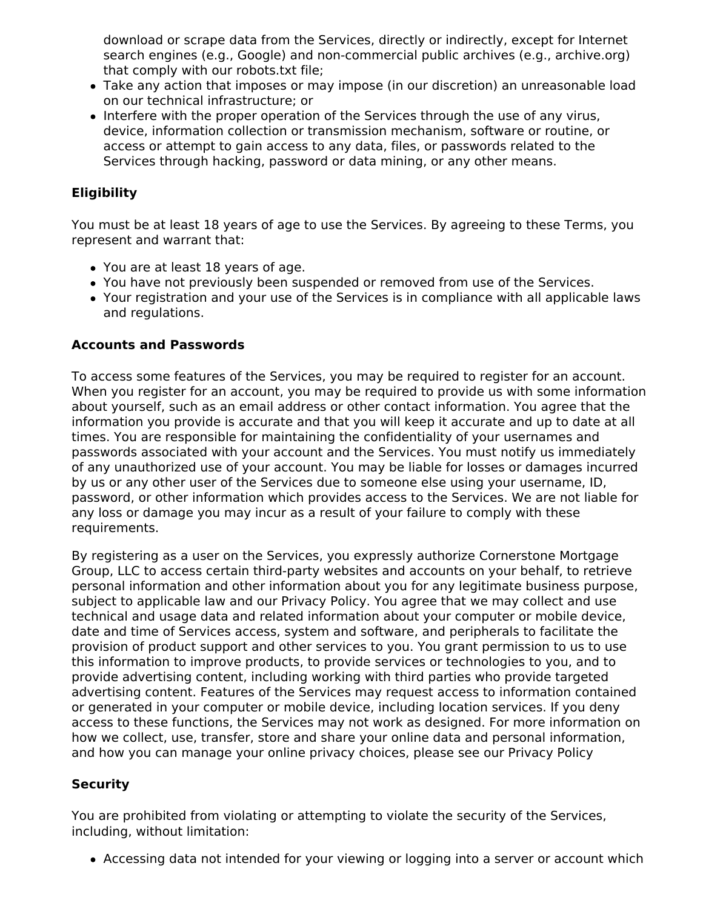download or scrape data from the Services, directly or indirectly, except for Internet search engines (e.g., Google) and non-commercial public archives (e.g., archive.org) that comply with our robots.txt file;

- Take any action that imposes or may impose (in our discretion) an unreasonable load on our technical infrastructure; or
- Interfere with the proper operation of the Services through the use of any virus, device, information collection or transmission mechanism, software or routine, or access or attempt to gain access to any data, files, or passwords related to the Services through hacking, password or data mining, or any other means.

**Eligibility**

You must be at least 18 years of age to use the Services. By agreeing to these Terms, you represent and warrant that:

- You are at least 18 years of age.
- You have not previously been suspended or removed from use of the Services.
- Your registration and your use of the Services is in compliance with all applicable laws and regulations.

**Accounts and Passwords**

To access some features of the Services, you may be required to register for an account. When you register for an account, you may be required to provide us with some information about yourself, such as an email address or other contact information. You agree that the information you provide is accurate and that you will keep it accurate and up to date at all times. You are responsible for maintaining the confidentiality of your usernames and passwords associated with your account and the Services. You must notify us immediately of any unauthorized use of your account. You may be liable for losses or damages incurred by us or any other user of the Services due to someone else using your username, ID, password, or other information which provides access to the Services. We are not liable for any loss or damage you may incur as a result of your failure to comply with these requirements.

By registering as a user on the Services, you expressly authorize Cornerstone Mortgage Group, LLC to access certain third-party websites and accounts on your behalf, to retrieve personal information and other information about you for any legitimate business purpose, subject to applicable law and our Privacy Policy. You agree that we may collect and use technical and usage data and related information about your computer or mobile device, date and time of Services access, system and software, and peripherals to facilitate the provision of product support and other services to you. You grant permission to us to use this information to improve products, to provide services or technologies to you, and to provide advertising content, including working with third parties who provide targeted advertising content. Features of the Services may request access to information contained or generated in your computer or mobile device, including location services. If you deny access to these functions, the Services may not work as designed. For more information on how we collect, use, transfer, store and share your online data and personal information, and how you can manage your online privacy choices, please see our Privacy Policy

**Security**

You are prohibited from violating or attempting to violate the security of the Services, including, without limitation:

- Accessing data not intended for your viewing or logging into a server or account which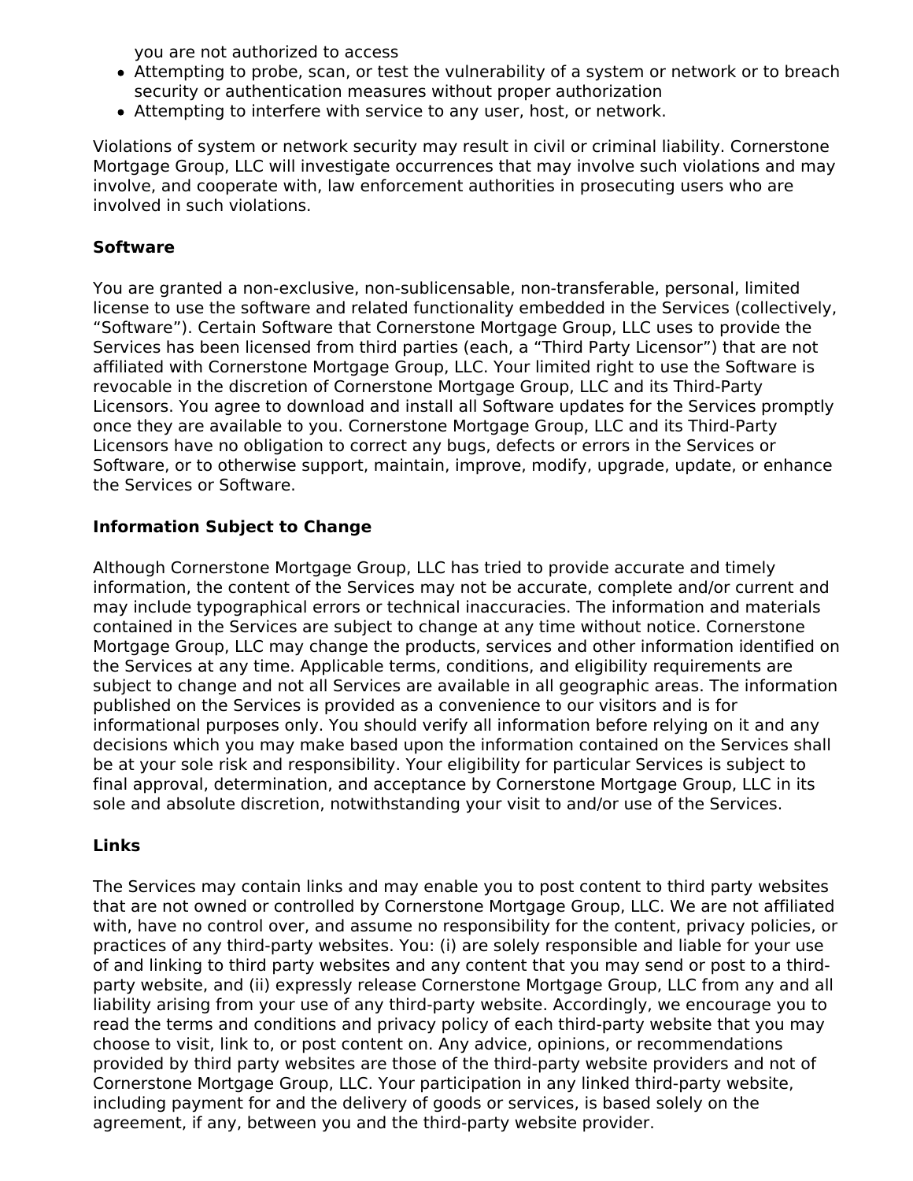you are not authorized to access

- Attempting to probe, scan, or test the vulnerability of a system or network or to breach security or authentication measures without proper authorization
- Attempting to interfere with service to any user, host, or network.

Violations of system or network security may result in civil or criminal liability. Cornerstone Mortgage Group, LLC will investigate occurrences that may involve such violations and may involve, and cooperate with, law enforcement authorities in prosecuting users who are involved in such violations.

**Software**

You are granted a non-exclusive, non-sublicensable, non-transferable, personal, limited license to use the software and related functionality embedded in the Services (collectively, “Software”). Certain Software that Cornerstone Mortgage Group, LLC uses to provide the Services has been licensed from third parties (each, a “Third Party Licensor”) that are not affiliated with Cornerstone Mortgage Group, LLC. Your limited right to use the Software is revocable in the discretion of Cornerstone Mortgage Group, LLC and its Third-Party Licensors. You agree to download and install all Software updates for the Services promptly once they are available to you. Cornerstone Mortgage Group, LLC and its Third-Party Licensors have no obligation to correct any bugs, defects or errors in the Services or Software, or to otherwise support, maintain, improve, modify, upgrade, update, or enhance the Services or Software.

**Information Subject to Change**

Although Cornerstone Mortgage Group, LLC has tried to provide accurate and timely information, the content of the Services may not be accurate, complete and/or current and may include typographical errors or technical inaccuracies. The information and materials contained in the Services are subject to change at any time without notice. Cornerstone Mortgage Group, LLC may change the products, services and other information identified on the Services at any time. Applicable terms, conditions, and eligibility requirements are subject to change and not all Services are available in all geographic areas. The information published on the Services is provided as a convenience to our visitors and is for informational purposes only. You should verify all information before relying on it and any decisions which you may make based upon the information contained on the Services shall be at your sole risk and responsibility. Your eligibility for particular Services is subject to final approval, determination, and acceptance by Cornerstone Mortgage Group, LLC in its sole and absolute discretion, notwithstanding your visit to and/or use of the Services.

**Links**

The Services may contain links and may enable you to post content to third party websites that are not owned or controlled by Cornerstone Mortgage Group, LLC. We are not affiliated with, have no control over, and assume no responsibility for the content, privacy policies, or practices of any third-party websites. You: (i) are solely responsible and liable for your use of and linking to third party websites and any content that you may send or post to a third-party website, and (ii) expressly release Cornerstone Mortgage Group, LLC from any and all liability arising from your use of any third-party website. Accordingly, we encourage you to read the terms and conditions and privacy policy of each third-party website that you may choose to visit, link to, or post content on. Any advice, opinions, or recommendations provided by third party websites are those of the third-party website providers and not of Cornerstone Mortgage Group, LLC. Your participation in any linked third-party website, including payment for and the delivery of goods or services, is based solely on the agreement, if any, between you and the third-party website provider.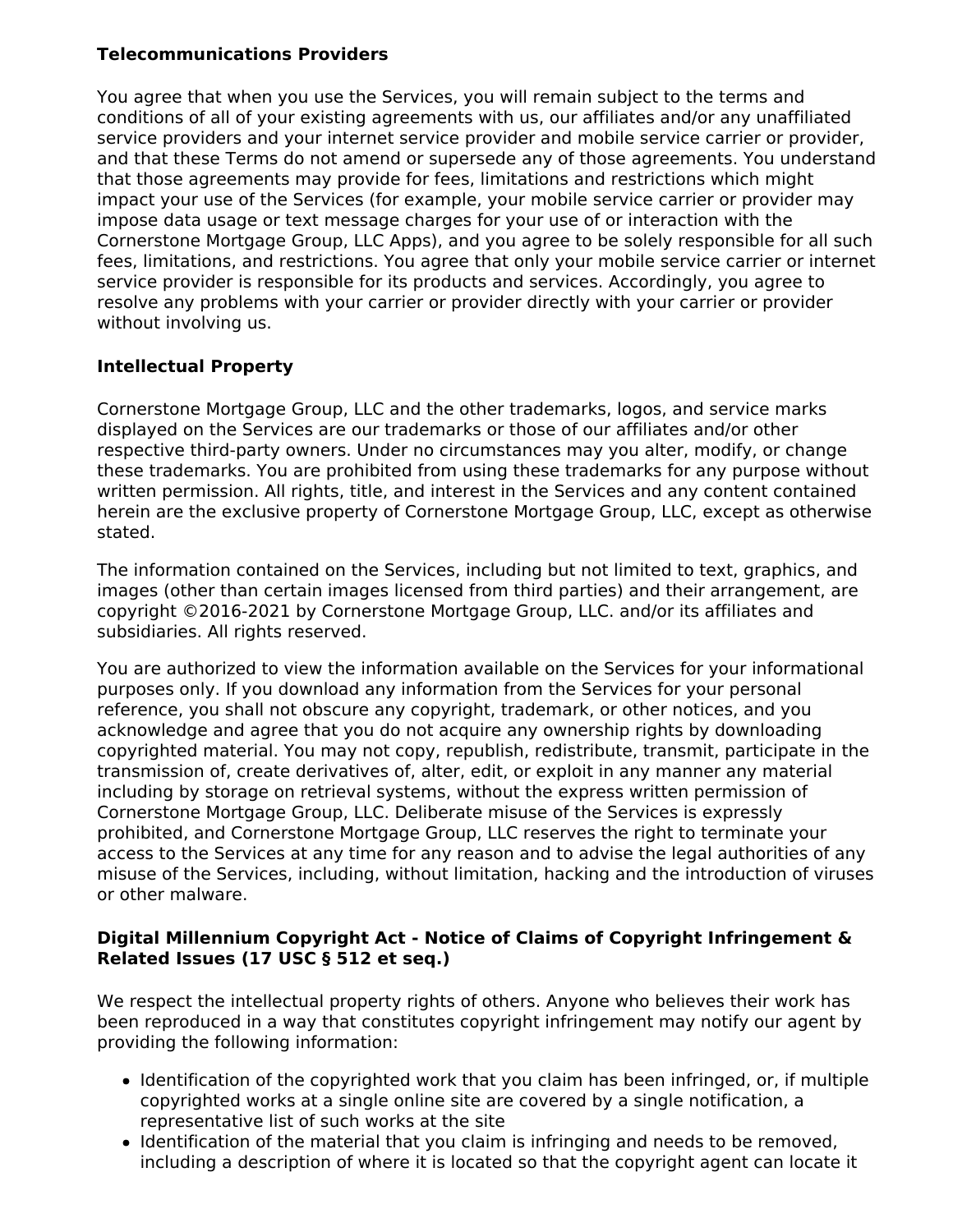**Telecommunications Providers**

You agree that when you use the Services, you will remain subject to the terms and conditions of all of your existing agreements with us, our affiliates and/or any unaffiliated service providers and your internet service provider and mobile service carrier or provider, and that these Terms do not amend or supersede any of those agreements. You understand that those agreements may provide for fees, limitations and restrictions which might impact your use of the Services (for example, your mobile service carrier or provider may impose data usage or text message charges for your use of or interaction with the Cornerstone Mortgage Group, LLC Apps), and you agree to be solely responsible for all such fees, limitations, and restrictions. You agree that only your mobile service carrier or internet service provider is responsible for its products and services. Accordingly, you agree to resolve any problems with your carrier or provider directly with your carrier or provider without involving us.

**Intellectual Property**

Cornerstone Mortgage Group, LLC and the other trademarks, logos, and service marks displayed on the Services are our trademarks or those of our affiliates and/or other respective third-party owners. Under no circumstances may you alter, modify, or change these trademarks. You are prohibited from using these trademarks for any purpose without written permission. All rights, title, and interest in the Services and any content contained herein are the exclusive property of Cornerstone Mortgage Group, LLC, except as otherwise stated.

The information contained on the Services, including but not limited to text, graphics, and images (other than certain images licensed from third parties) and their arrangement, are copyright ©2016-2021 by Cornerstone Mortgage Group, LLC. and/or its affiliates and subsidiaries. All rights reserved.

You are authorized to view the information available on the Services for your informational purposes only. If you download any information from the Services for your personal reference, you shall not obscure any copyright, trademark, or other notices, and you acknowledge and agree that you do not acquire any ownership rights by downloading copyrighted material. You may not copy, republish, redistribute, transmit, participate in the transmission of, create derivatives of, alter, edit, or exploit in any manner any material including by storage on retrieval systems, without the express written permission of Cornerstone Mortgage Group, LLC. Deliberate misuse of the Services is expressly prohibited, and Cornerstone Mortgage Group, LLC reserves the right to terminate your access to the Services at any time for any reason and to advise the legal authorities of any misuse of the Services, including, without limitation, hacking and the introduction of viruses or other malware.

**Digital Millennium Copyright Act - Notice of Claims of Copyright Infringement & Related Issues (17 USC § 512 et seq.)**

We respect the intellectual property rights of others. Anyone who believes their work has been reproduced in a way that constitutes copyright infringement may notify our agent by providing the following information:

- Identification of the copyrighted work that you claim has been infringed, or, if multiple copyrighted works at a single online site are covered by a single notification, a representative list of such works at the site
- Identification of the material that you claim is infringing and needs to be removed, including a description of where it is located so that the copyright agent can locate it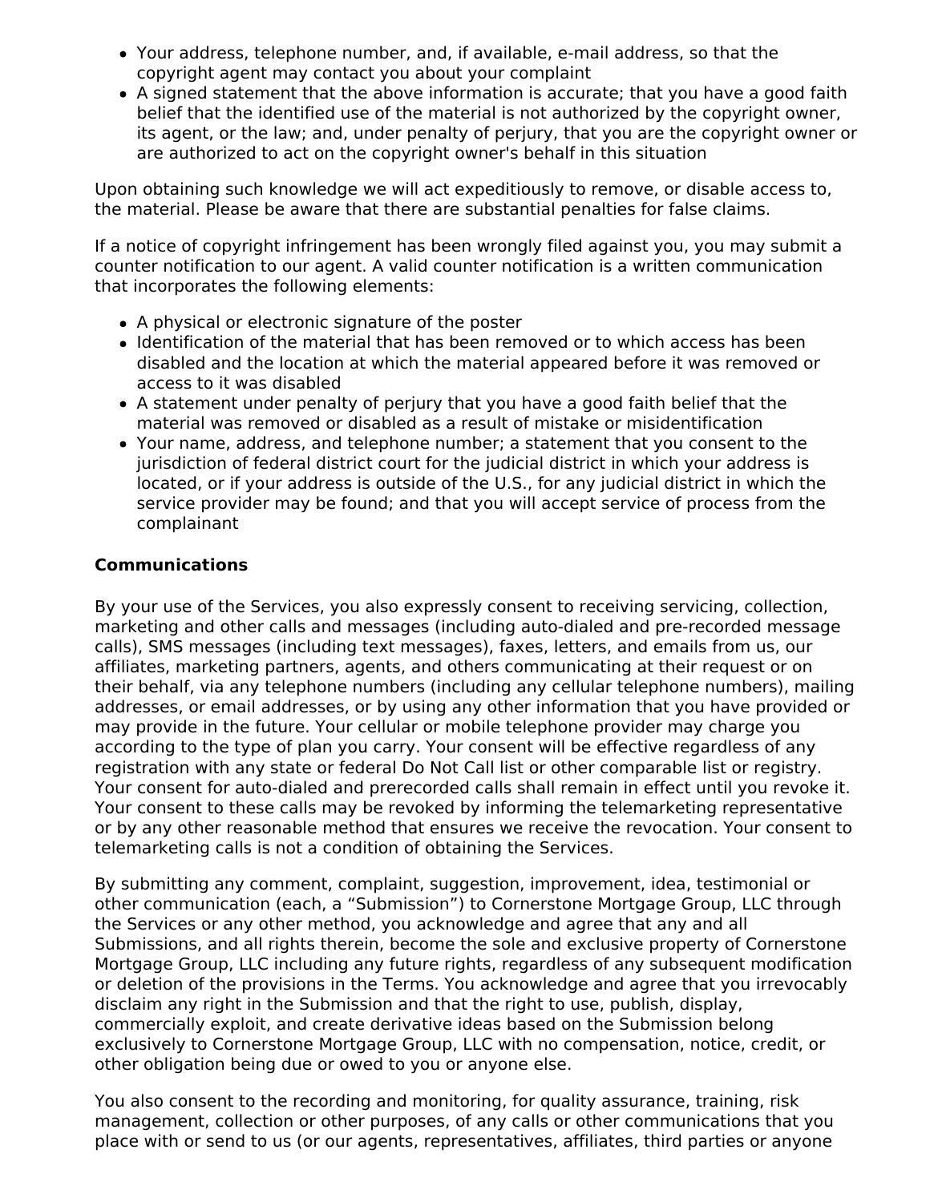- Your address, telephone number, and, if available, e-mail address, so that the copyright agent may contact you about your complaint
- A signed statement that the above information is accurate; that you have a good faith belief that the identified use of the material is not authorized by the copyright owner, its agent, or the law; and, under penalty of perjury, that you are the copyright owner or are authorized to act on the copyright owner's behalf in this situation

Upon obtaining such knowledge we will act expeditiously to remove, or disable access to, the material. Please be aware that there are substantial penalties for false claims.

If a notice of copyright infringement has been wrongly filed against you, you may submit a counter notification to our agent. A valid counter notification is a written communication that incorporates the following elements:

- A physical or electronic signature of the poster
- Identification of the material that has been removed or to which access has been disabled and the location at which the material appeared before it was removed or access to it was disabled
- A statement under penalty of perjury that you have a good faith belief that the material was removed or disabled as a result of mistake or misidentification
- Your name, address, and telephone number; a statement that you consent to the jurisdiction of federal district court for the judicial district in which your address is located, or if your address is outside of the U.S., for any judicial district in which the service provider may be found; and that you will accept service of process from the complainant

**Communications**

By your use of the Services, you also expressly consent to receiving servicing, collection, marketing and other calls and messages (including auto-dialed and pre-recorded message calls), SMS messages (including text messages), faxes, letters, and emails from us, our affiliates, marketing partners, agents, and others communicating at their request or on their behalf, via any telephone numbers (including any cellular telephone numbers), mailing addresses, or email addresses, or by using any other information that you have provided or may provide in the future. Your cellular or mobile telephone provider may charge you according to the type of plan you carry. Your consent will be effective regardless of any registration with any state or federal Do Not Call list or other comparable list or registry. Your consent for auto-dialed and prerecorded calls shall remain in effect until you revoke it. Your consent to these calls may be revoked by informing the telemarketing representative or by any other reasonable method that ensures we receive the revocation. Your consent to telemarketing calls is not a condition of obtaining the Services.

By submitting any comment, complaint, suggestion, improvement, idea, testimonial or other communication (each, a “Submission”) to Cornerstone Mortgage Group, LLC through the Services or any other method, you acknowledge and agree that any and all Submissions, and all rights therein, become the sole and exclusive property of Cornerstone Mortgage Group, LLC including any future rights, regardless of any subsequent modification or deletion of the provisions in the Terms. You acknowledge and agree that you irrevocably disclaim any right in the Submission and that the right to use, publish, display, commercially exploit, and create derivative ideas based on the Submission belong exclusively to Cornerstone Mortgage Group, LLC with no compensation, notice, credit, or other obligation being due or owed to you or anyone else.

You also consent to the recording and monitoring, for quality assurance, training, risk management, collection or other purposes, of any calls or other communications that you place with or send to us (or our agents, representatives, affiliates, third parties or anyone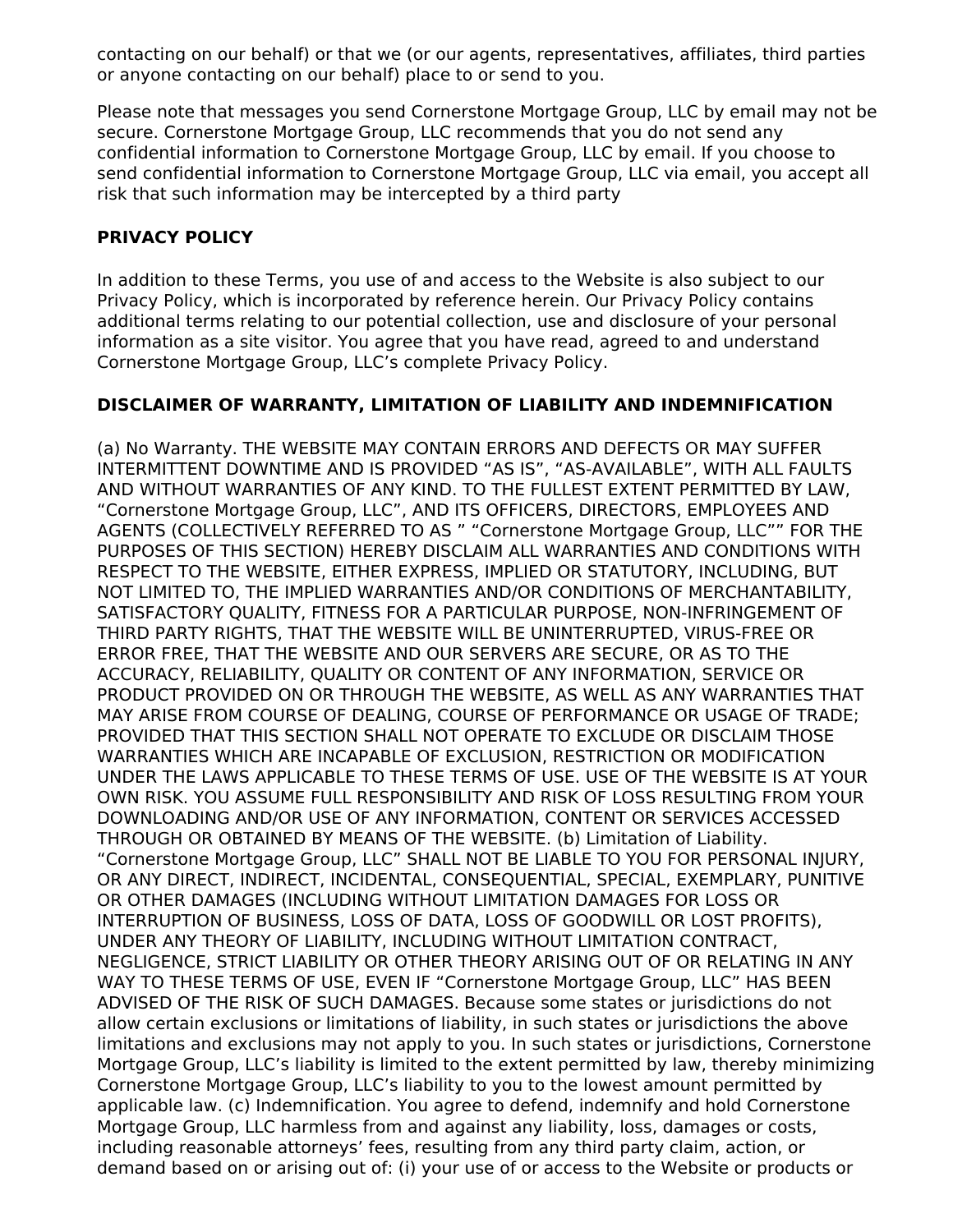contacting on our behalf) or that we (or our agents, representatives, affiliates, third parties or anyone contacting on our behalf) place to or send to you.

Please note that messages you send Cornerstone Mortgage Group, LLC by email may not be secure. Cornerstone Mortgage Group, LLC recommends that you do not send any confidential information to Cornerstone Mortgage Group, LLC by email. If you choose to send confidential information to Cornerstone Mortgage Group, LLC via email, you accept all risk that such information may be intercepted by a third party

**PRIVACY POLICY**

In addition to these Terms, you use of and access to the Website is also subject to our Privacy Policy, which is incorporated by reference herein. Our Privacy Policy contains additional terms relating to our potential collection, use and disclosure of your personal information as a site visitor. You agree that you have read, agreed to and understand Cornerstone Mortgage Group, LLC’s complete Privacy Policy.

**DISCLAIMER OF WARRANTY, LIMITATION OF LIABILITY AND INDEMNIFICATION**

(a) No Warranty. THE WEBSITE MAY CONTAIN ERRORS AND DEFECTS OR MAY SUFFER INTERMITTENT DOWNTIME AND IS PROVIDED “AS IS”, “AS-AVAILABLE”, WITH ALL FAULTS AND WITHOUT WARRANTIES OF ANY KIND. TO THE FULLEST EXTENT PERMITTED BY LAW, “Cornerstone Mortgage Group, LLC”, AND ITS OFFICERS, DIRECTORS, EMPLOYEES AND AGENTS (COLLECTIVELY REFERRED TO AS ” “Cornerstone Mortgage Group, LLC”” FOR THE PURPOSES OF THIS SECTION) HEREBY DISCLAIM ALL WARRANTIES AND CONDITIONS WITH RESPECT TO THE WEBSITE, EITHER EXPRESS, IMPLIED OR STATUTORY, INCLUDING, BUT NOT LIMITED TO, THE IMPLIED WARRANTIES AND/OR CONDITIONS OF MERCHANTABILITY, SATISFACTORY QUALITY, FITNESS FOR A PARTICULAR PURPOSE, NON-INFRINGEMENT OF THIRD PARTY RIGHTS, THAT THE WEBSITE WILL BE UNINTERRUPTED, VIRUS-FREE OR ERROR FREE, THAT THE WEBSITE AND OUR SERVERS ARE SECURE, OR AS TO THE ACCURACY, RELIABILITY, QUALITY OR CONTENT OF ANY INFORMATION, SERVICE OR PRODUCT PROVIDED ON OR THROUGH THE WEBSITE, AS WELL AS ANY WARRANTIES THAT MAY ARISE FROM COURSE OF DEALING, COURSE OF PERFORMANCE OR USAGE OF TRADE; PROVIDED THAT THIS SECTION SHALL NOT OPERATE TO EXCLUDE OR DISCLAIM THOSE WARRANTIES WHICH ARE INCAPABLE OF EXCLUSION, RESTRICTION OR MODIFICATION UNDER THE LAWS APPLICABLE TO THESE TERMS OF USE. USE OF THE WEBSITE IS AT YOUR OWN RISK. YOU ASSUME FULL RESPONSIBILITY AND RISK OF LOSS RESULTING FROM YOUR DOWNLOADING AND/OR USE OF ANY INFORMATION, CONTENT OR SERVICES ACCESSED THROUGH OR OBTAINED BY MEANS OF THE WEBSITE. (b) Limitation of Liability. “Cornerstone Mortgage Group, LLC” SHALL NOT BE LIABLE TO YOU FOR PERSONAL INJURY, OR ANY DIRECT, INDIRECT, INCIDENTAL, CONSEQUENTIAL, SPECIAL, EXEMPLARY, PUNITIVE OR OTHER DAMAGES (INCLUDING WITHOUT LIMITATION DAMAGES FOR LOSS OR INTERRUPTION OF BUSINESS, LOSS OF DATA, LOSS OF GOODWILL OR LOST PROFITS), UNDER ANY THEORY OF LIABILITY, INCLUDING WITHOUT LIMITATION CONTRACT, NEGLIGENCE, STRICT LIABILITY OR OTHER THEORY ARISING OUT OF OR RELATING IN ANY WAY TO THESE TERMS OF USE, EVEN IF “Cornerstone Mortgage Group, LLC” HAS BEEN ADVISED OF THE RISK OF SUCH DAMAGES. Because some states or jurisdictions do not allow certain exclusions or limitations of liability, in such states or jurisdictions the above limitations and exclusions may not apply to you. In such states or jurisdictions, Cornerstone Mortgage Group, LLC’s liability is limited to the extent permitted by law, thereby minimizing Cornerstone Mortgage Group, LLC’s liability to you to the lowest amount permitted by applicable law. (c) Indemnification. You agree to defend, indemnify and hold Cornerstone Mortgage Group, LLC harmless from and against any liability, loss, damages or costs, including reasonable attorneys’ fees, resulting from any third party claim, action, or demand based on or arising out of: (i) your use of or access to the Website or products or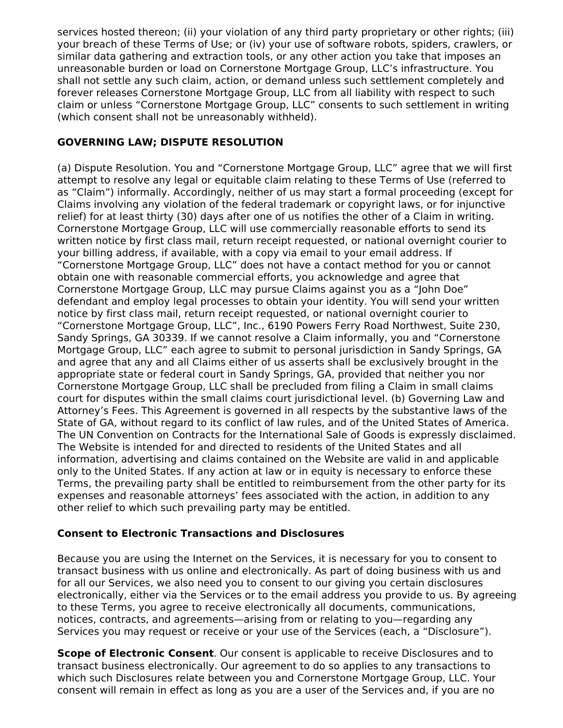services hosted thereon; (ii) your violation of any third party proprietary or other rights; (iii) your breach of these Terms of Use; or (iv) your use of software robots, spiders, crawlers, or similar data gathering and extraction tools, or any other action you take that imposes an unreasonable burden or load on Cornerstone Mortgage Group, LLC's infrastructure. You shall not settle any such claim, action, or demand unless such settlement completely and forever releases Cornerstone Mortgage Group, LLC from all liability with respect to such claim or unless "Cornerstone Mortgage Group, LLC" consents to such settlement in writing (which consent shall not be unreasonably withheld).

**GOVERNING LAW; DISPUTE RESOLUTION**

(a) Dispute Resolution. You and "Cornerstone Mortgage Group, LLC" agree that we will first attempt to resolve any legal or equitable claim relating to these Terms of Use (referred to as "Claim") informally. Accordingly, neither of us may start a formal proceeding (except for Claims involving any violation of the federal trademark or copyright laws, or for injunctive relief) for at least thirty (30) days after one of us notifies the other of a Claim in writing. Cornerstone Mortgage Group, LLC will use commercially reasonable efforts to send its written notice by first class mail, return receipt requested, or national overnight courier to your billing address, if available, with a copy via email to your email address. If "Cornerstone Mortgage Group, LLC" does not have a contact method for you or cannot obtain one with reasonable commercial efforts, you acknowledge and agree that Cornerstone Mortgage Group, LLC may pursue Claims against you as a "John Doe" defendant and employ legal processes to obtain your identity. You will send your written notice by first class mail, return receipt requested, or national overnight courier to "Cornerstone Mortgage Group, LLC", Inc., 6190 Powers Ferry Road Northwest, Suite 230, Sandy Springs, GA 30339. If we cannot resolve a Claim informally, you and "Cornerstone Mortgage Group, LLC" each agree to submit to personal jurisdiction in Sandy Springs, GA and agree that any and all Claims either of us asserts shall be exclusively brought in the appropriate state or federal court in Sandy Springs, GA, provided that neither you nor Cornerstone Mortgage Group, LLC shall be precluded from filing a Claim in small claims court for disputes within the small claims court jurisdictional level. (b) Governing Law and Attorney's Fees. This Agreement is governed in all respects by the substantive laws of the State of GA, without regard to its conflict of law rules, and of the United States of America. The UN Convention on Contracts for the International Sale of Goods is expressly disclaimed. The Website is intended for and directed to residents of the United States and all information, advertising and claims contained on the Website are valid in and applicable only to the United States. If any action at law or in equity is necessary to enforce these Terms, the prevailing party shall be entitled to reimbursement from the other party for its expenses and reasonable attorneys' fees associated with the action, in addition to any other relief to which such prevailing party may be entitled.

**Consent to Electronic Transactions and Disclosures**

Because you are using the Internet on the Services, it is necessary for you to consent to transact business with us online and electronically. As part of doing business with us and for all our Services, we also need you to consent to our giving you certain disclosures electronically, either via the Services or to the email address you provide to us. By agreeing to these Terms, you agree to receive electronically all documents, communications, notices, contracts, and agreements—arising from or relating to you—regarding any Services you may request or receive or your use of the Services (each, a "Disclosure").

**Scope of Electronic Consent**. Our consent is applicable to receive Disclosures and to transact business electronically. Our agreement to do so applies to any transactions to which such Disclosures relate between you and Cornerstone Mortgage Group, LLC. Your consent will remain in effect as long as you are a user of the Services and, if you are no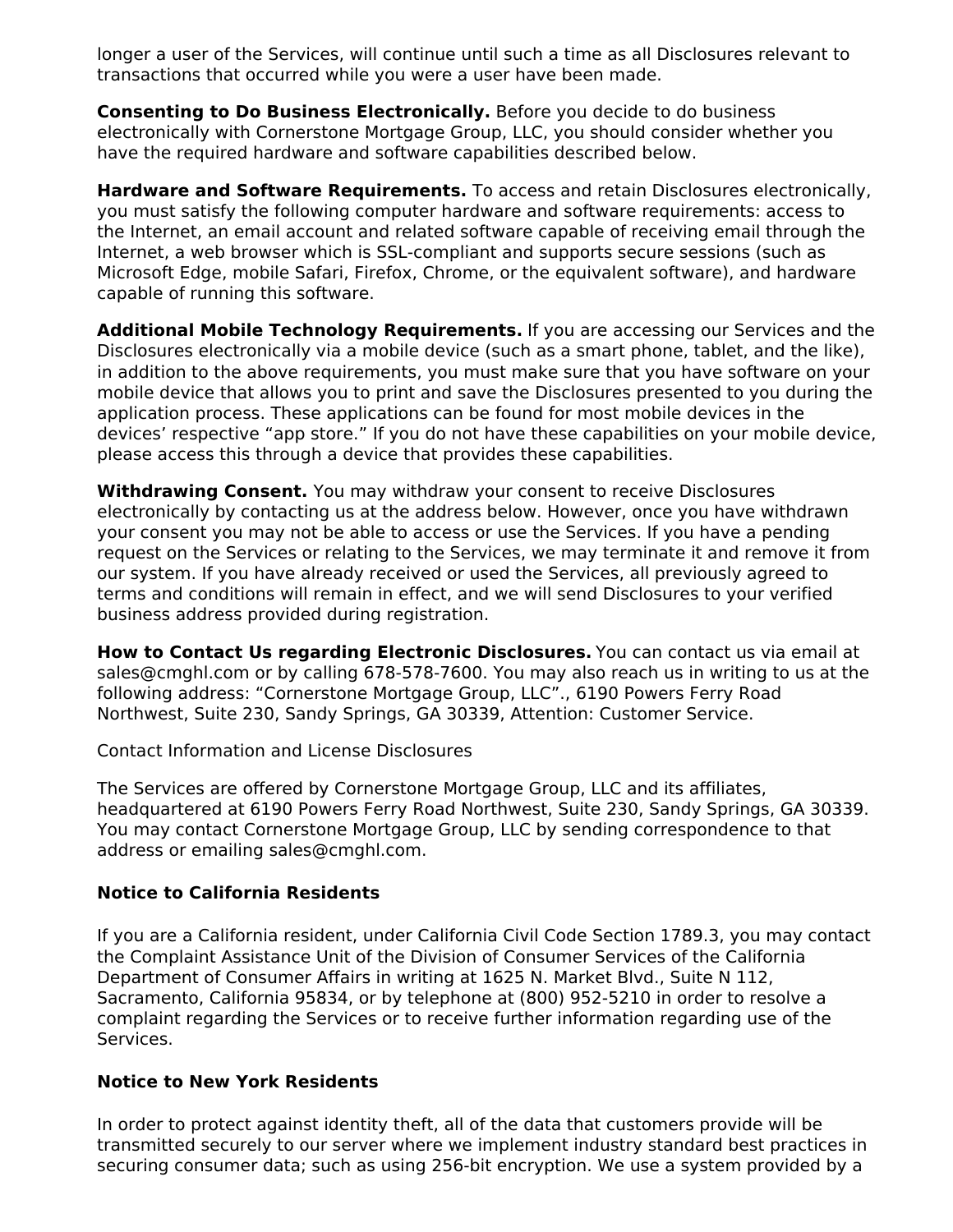longer a user of the Services, will continue until such a time as all Disclosures relevant to transactions that occurred while you were a user have been made.

**Consenting to Do Business Electronically.** Before you decide to do business electronically with Cornerstone Mortgage Group, LLC, you should consider whether you have the required hardware and software capabilities described below.

**Hardware and Software Requirements.** To access and retain Disclosures electronically, you must satisfy the following computer hardware and software requirements: access to the Internet, an email account and related software capable of receiving email through the Internet, a web browser which is SSL-compliant and supports secure sessions (such as Microsoft Edge, mobile Safari, Firefox, Chrome, or the equivalent software), and hardware capable of running this software.

**Additional Mobile Technology Requirements.** If you are accessing our Services and the Disclosures electronically via a mobile device (such as a smart phone, tablet, and the like), in addition to the above requirements, you must make sure that you have software on your mobile device that allows you to print and save the Disclosures presented to you during the application process. These applications can be found for most mobile devices in the devices' respective "app store." If you do not have these capabilities on your mobile device, please access this through a device that provides these capabilities.

**Withdrawing Consent.** You may withdraw your consent to receive Disclosures electronically by contacting us at the address below. However, once you have withdrawn your consent you may not be able to access or use the Services. If you have a pending request on the Services or relating to the Services, we may terminate it and remove it from our system. If you have already received or used the Services, all previously agreed to terms and conditions will remain in effect, and we will send Disclosures to your verified business address provided during registration.

**How to Contact Us regarding Electronic Disclosures.** You can contact us via email at sales@cmghl.com or by calling 678-578-7600. You may also reach us in writing to us at the following address: "Cornerstone Mortgage Group, LLC"., 6190 Powers Ferry Road Northwest, Suite 230, Sandy Springs, GA 30339, Attention: Customer Service.

Contact Information and License Disclosures

The Services are offered by Cornerstone Mortgage Group, LLC and its affiliates, headquartered at 6190 Powers Ferry Road Northwest, Suite 230, Sandy Springs, GA 30339. You may contact Cornerstone Mortgage Group, LLC by sending correspondence to that address or emailing sales@cmghl.com.

**Notice to California Residents**

If you are a California resident, under California Civil Code Section 1789.3, you may contact the Complaint Assistance Unit of the Division of Consumer Services of the California Department of Consumer Affairs in writing at 1625 N. Market Blvd., Suite N 112, Sacramento, California 95834, or by telephone at (800) 952-5210 in order to resolve a complaint regarding the Services or to receive further information regarding use of the Services.

**Notice to New York Residents**

In order to protect against identity theft, all of the data that customers provide will be transmitted securely to our server where we implement industry standard best practices in securing consumer data; such as using 256-bit encryption. We use a system provided by a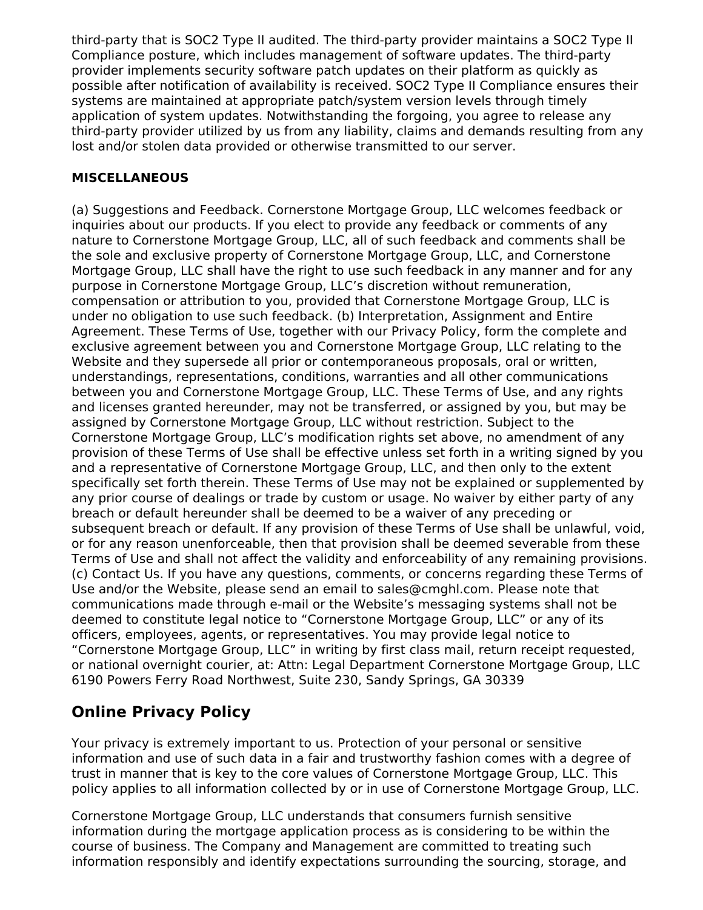third-party that is SOC2 Type II audited. The third-party provider maintains a SOC2 Type II Compliance posture, which includes management of software updates. The third-party provider implements security software patch updates on their platform as quickly as possible after notification of availability is received. SOC2 Type II Compliance ensures their systems are maintained at appropriate patch/system version levels through timely application of system updates. Notwithstanding the forgoing, you agree to release any third-party provider utilized by us from any liability, claims and demands resulting from any lost and/or stolen data provided or otherwise transmitted to our server.

**MISCELLANEOUS**

(a) Suggestions and Feedback. Cornerstone Mortgage Group, LLC welcomes feedback or inquiries about our products. If you elect to provide any feedback or comments of any nature to Cornerstone Mortgage Group, LLC, all of such feedback and comments shall be the sole and exclusive property of Cornerstone Mortgage Group, LLC, and Cornerstone Mortgage Group, LLC shall have the right to use such feedback in any manner and for any purpose in Cornerstone Mortgage Group, LLC's discretion without remuneration, compensation or attribution to you, provided that Cornerstone Mortgage Group, LLC is under no obligation to use such feedback. (b) Interpretation, Assignment and Entire Agreement. These Terms of Use, together with our Privacy Policy, form the complete and exclusive agreement between you and Cornerstone Mortgage Group, LLC relating to the Website and they supersede all prior or contemporaneous proposals, oral or written, understandings, representations, conditions, warranties and all other communications between you and Cornerstone Mortgage Group, LLC. These Terms of Use, and any rights and licenses granted hereunder, may not be transferred, or assigned by you, but may be assigned by Cornerstone Mortgage Group, LLC without restriction. Subject to the Cornerstone Mortgage Group, LLC's modification rights set above, no amendment of any provision of these Terms of Use shall be effective unless set forth in a writing signed by you and a representative of Cornerstone Mortgage Group, LLC, and then only to the extent specifically set forth therein. These Terms of Use may not be explained or supplemented by any prior course of dealings or trade by custom or usage. No waiver by either party of any breach or default hereunder shall be deemed to be a waiver of any preceding or subsequent breach or default. If any provision of these Terms of Use shall be unlawful, void, or for any reason unenforceable, then that provision shall be deemed severable from these Terms of Use and shall not affect the validity and enforceability of any remaining provisions. (c) Contact Us. If you have any questions, comments, or concerns regarding these Terms of Use and/or the Website, please send an email to sales@cmghl.com. Please note that communications made through e-mail or the Website's messaging systems shall not be deemed to constitute legal notice to "Cornerstone Mortgage Group, LLC" or any of its officers, employees, agents, or representatives. You may provide legal notice to "Cornerstone Mortgage Group, LLC" in writing by first class mail, return receipt requested, or national overnight courier, at: Attn: Legal Department Cornerstone Mortgage Group, LLC 6190 Powers Ferry Road Northwest, Suite 230, Sandy Springs, GA 30339

## Online Privacy Policy

Your privacy is extremely important to us. Protection of your personal or sensitive information and use of such data in a fair and trustworthy fashion comes with a degree of trust in manner that is key to the core values of Cornerstone Mortgage Group, LLC. This policy applies to all information collected by or in use of Cornerstone Mortgage Group, LLC.

Cornerstone Mortgage Group, LLC understands that consumers furnish sensitive information during the mortgage application process as is considering to be within the course of business. The Company and Management are committed to treating such information responsibly and identify expectations surrounding the sourcing, storage, and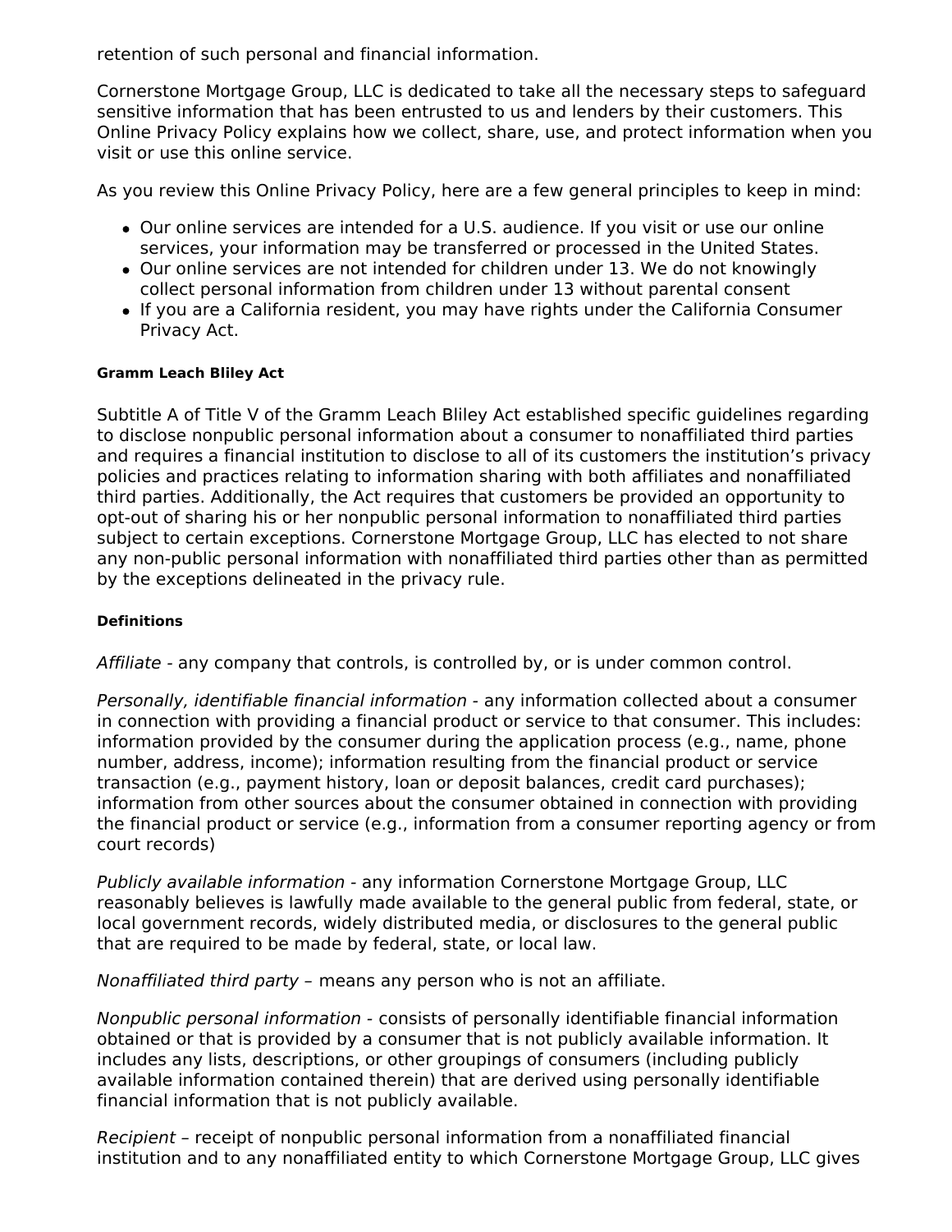retention of such personal and financial information.

Cornerstone Mortgage Group, LLC is dedicated to take all the necessary steps to safeguard sensitive information that has been entrusted to us and lenders by their customers. This Online Privacy Policy explains how we collect, share, use, and protect information when you visit or use this online service.

As you review this Online Privacy Policy, here are a few general principles to keep in mind:

- Our online services are intended for a U.S. audience. If you visit or use our online services, your information may be transferred or processed in the United States.
- Our online services are not intended for children under 13. We do not knowingly collect personal information from children under 13 without parental consent
- If you are a California resident, you may have rights under the California Consumer Privacy Act.

#### Gramm Leach Bliley Act

Subtitle A of Title V of the Gramm Leach Bliley Act established specific guidelines regarding to disclose nonpublic personal information about a consumer to nonaffiliated third parties and requires a financial institution to disclose to all of its customers the institution's privacy policies and practices relating to information sharing with both affiliates and nonaffiliated third parties. Additionally, the Act requires that customers be provided an opportunity to opt-out of sharing his or her nonpublic personal information to nonaffiliated third parties subject to certain exceptions. Cornerstone Mortgage Group, LLC has elected to not share any non-public personal information with nonaffiliated third parties other than as permitted by the exceptions delineated in the privacy rule.

#### Definitions

*Affiliate* - any company that controls, is controlled by, or is under common control.

*Personally, identifiable financial information* - any information collected about a consumer in connection with providing a financial product or service to that consumer. This includes: information provided by the consumer during the application process (e.g., name, phone number, address, income); information resulting from the financial product or service transaction (e.g., payment history, loan or deposit balances, credit card purchases); information from other sources about the consumer obtained in connection with providing the financial product or service (e.g., information from a consumer reporting agency or from court records)

*Publicly available information* - any information Cornerstone Mortgage Group, LLC reasonably believes is lawfully made available to the general public from federal, state, or local government records, widely distributed media, or disclosures to the general public that are required to be made by federal, state, or local law.

*Nonaffiliated third party* – means any person who is not an affiliate.

*Nonpublic personal information* - consists of personally identifiable financial information obtained or that is provided by a consumer that is not publicly available information. It includes any lists, descriptions, or other groupings of consumers (including publicly available information contained therein) that are derived using personally identifiable financial information that is not publicly available.

*Recipient* – receipt of nonpublic personal information from a nonaffiliated financial institution and to any nonaffiliated entity to which Cornerstone Mortgage Group, LLC gives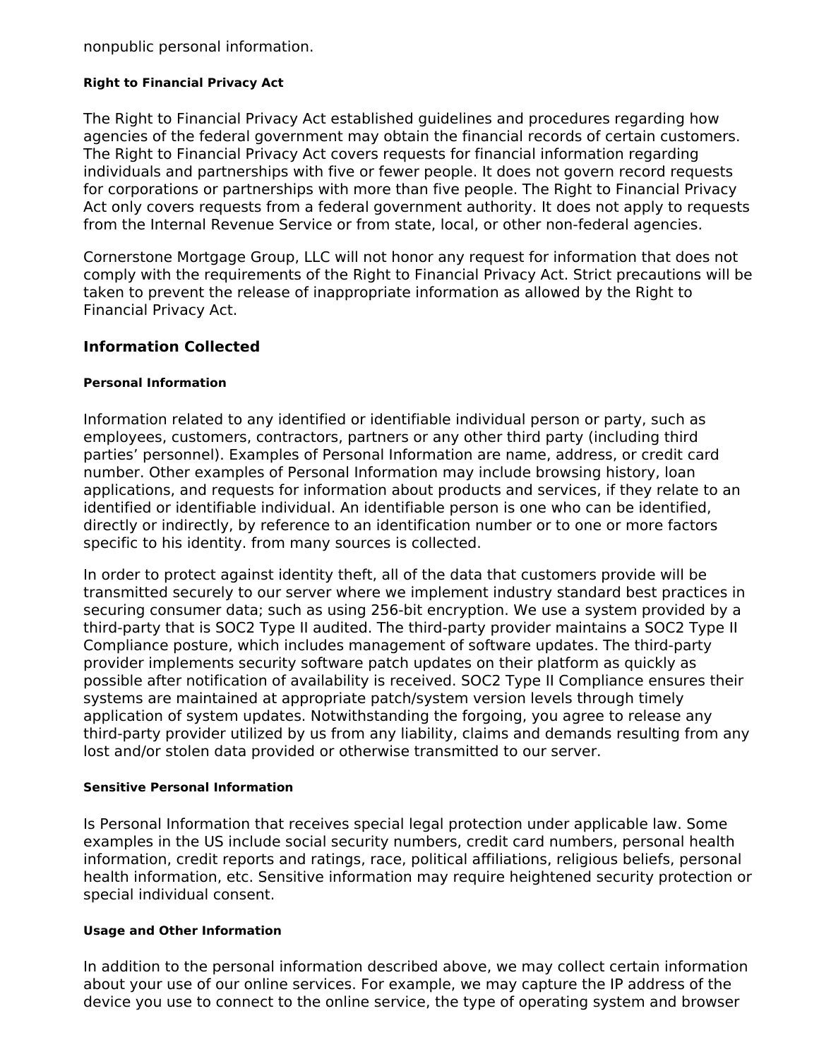nonpublic personal information.

#### Right to Financial Privacy Act

The Right to Financial Privacy Act established guidelines and procedures regarding how agencies of the federal government may obtain the financial records of certain customers. The Right to Financial Privacy Act covers requests for financial information regarding individuals and partnerships with five or fewer people. It does not govern record requests for corporations or partnerships with more than five people. The Right to Financial Privacy Act only covers requests from a federal government authority. It does not apply to requests from the Internal Revenue Service or from state, local, or other non-federal agencies.

Cornerstone Mortgage Group, LLC will not honor any request for information that does not comply with the requirements of the Right to Financial Privacy Act. Strict precautions will be taken to prevent the release of inappropriate information as allowed by the Right to Financial Privacy Act.

### Information Collected

#### Personal Information

Information related to any identified or identifiable individual person or party, such as employees, customers, contractors, partners or any other third party (including third parties' personnel). Examples of Personal Information are name, address, or credit card number. Other examples of Personal Information may include browsing history, loan applications, and requests for information about products and services, if they relate to an identified or identifiable individual. An identifiable person is one who can be identified, directly or indirectly, by reference to an identification number or to one or more factors specific to his identity. from many sources is collected.

In order to protect against identity theft, all of the data that customers provide will be transmitted securely to our server where we implement industry standard best practices in securing consumer data; such as using 256-bit encryption. We use a system provided by a third-party that is SOC2 Type II audited. The third-party provider maintains a SOC2 Type II Compliance posture, which includes management of software updates. The third-party provider implements security software patch updates on their platform as quickly as possible after notification of availability is received. SOC2 Type II Compliance ensures their systems are maintained at appropriate patch/system version levels through timely application of system updates. Notwithstanding the forgoing, you agree to release any third-party provider utilized by us from any liability, claims and demands resulting from any lost and/or stolen data provided or otherwise transmitted to our server.

#### Sensitive Personal Information

Is Personal Information that receives special legal protection under applicable law. Some examples in the US include social security numbers, credit card numbers, personal health information, credit reports and ratings, race, political affiliations, religious beliefs, personal health information, etc. Sensitive information may require heightened security protection or special individual consent.

#### Usage and Other Information

In addition to the personal information described above, we may collect certain information about your use of our online services. For example, we may capture the IP address of the device you use to connect to the online service, the type of operating system and browser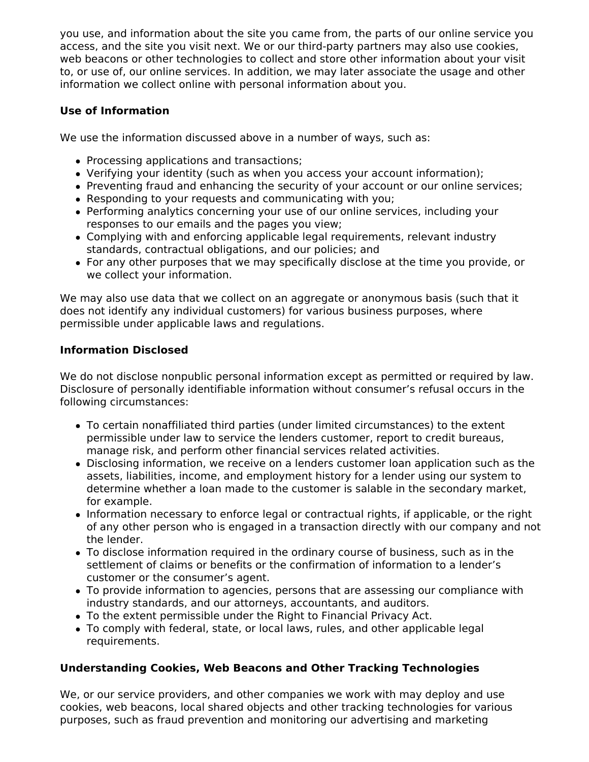you use, and information about the site you came from, the parts of our online service you access, and the site you visit next. We or our third-party partners may also use cookies, web beacons or other technologies to collect and store other information about your visit to, or use of, our online services. In addition, we may later associate the usage and other information we collect online with personal information about you.

**Use of Information**

We use the information discussed above in a number of ways, such as:

- Processing applications and transactions;
- Verifying your identity (such as when you access your account information);
- Preventing fraud and enhancing the security of your account or our online services;
- Responding to your requests and communicating with you;
- Performing analytics concerning your use of our online services, including your responses to our emails and the pages you view;
- Complying with and enforcing applicable legal requirements, relevant industry standards, contractual obligations, and our policies; and
- For any other purposes that we may specifically disclose at the time you provide, or we collect your information.

We may also use data that we collect on an aggregate or anonymous basis (such that it does not identify any individual customers) for various business purposes, where permissible under applicable laws and regulations.

**Information Disclosed**

We do not disclose nonpublic personal information except as permitted or required by law. Disclosure of personally identifiable information without consumer’s refusal occurs in the following circumstances:

- To certain nonaffiliated third parties (under limited circumstances) to the extent permissible under law to service the lenders customer, report to credit bureaus, manage risk, and perform other financial services related activities.
- Disclosing information, we receive on a lenders customer loan application such as the assets, liabilities, income, and employment history for a lender using our system to determine whether a loan made to the customer is salable in the secondary market, for example.
- Information necessary to enforce legal or contractual rights, if applicable, or the right of any other person who is engaged in a transaction directly with our company and not the lender.
- To disclose information required in the ordinary course of business, such as in the settlement of claims or benefits or the confirmation of information to a lender’s customer or the consumer’s agent.
- To provide information to agencies, persons that are assessing our compliance with industry standards, and our attorneys, accountants, and auditors.
- To the extent permissible under the Right to Financial Privacy Act.
- To comply with federal, state, or local laws, rules, and other applicable legal requirements.

**Understanding Cookies, Web Beacons and Other Tracking Technologies**

We, or our service providers, and other companies we work with may deploy and use cookies, web beacons, local shared objects and other tracking technologies for various purposes, such as fraud prevention and monitoring our advertising and marketing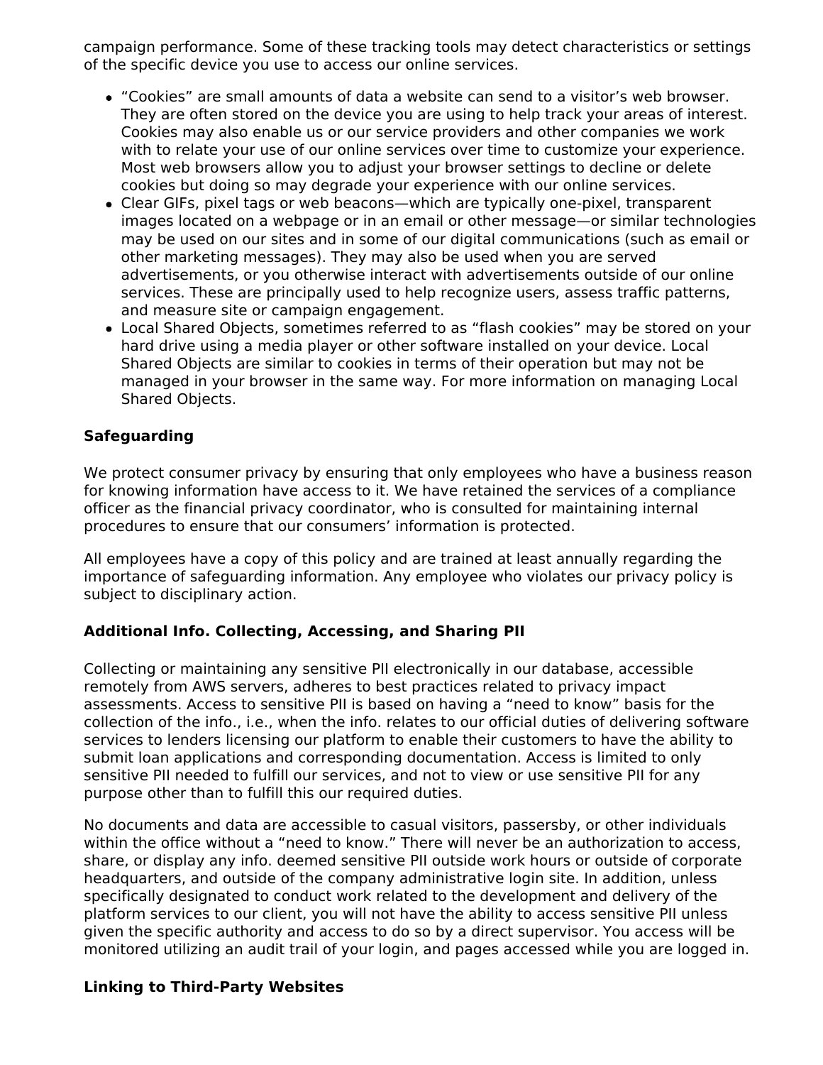campaign performance. Some of these tracking tools may detect characteristics or settings of the specific device you use to access our online services.

- “Cookies” are small amounts of data a website can send to a visitor’s web browser. They are often stored on the device you are using to help track your areas of interest. Cookies may also enable us or our service providers and other companies we work with to relate your use of our online services over time to customize your experience. Most web browsers allow you to adjust your browser settings to decline or delete cookies but doing so may degrade your experience with our online services.
- Clear GIFs, pixel tags or web beacons—which are typically one-pixel, transparent images located on a webpage or in an email or other message—or similar technologies may be used on our sites and in some of our digital communications (such as email or other marketing messages). They may also be used when you are served advertisements, or you otherwise interact with advertisements outside of our online services. These are principally used to help recognize users, assess traffic patterns, and measure site or campaign engagement.
- Local Shared Objects, sometimes referred to as “flash cookies” may be stored on your hard drive using a media player or other software installed on your device. Local Shared Objects are similar to cookies in terms of their operation but may not be managed in your browser in the same way. For more information on managing Local Shared Objects.

### Safeguarding

We protect consumer privacy by ensuring that only employees who have a business reason for knowing information have access to it. We have retained the services of a compliance officer as the financial privacy coordinator, who is consulted for maintaining internal procedures to ensure that our consumers’ information is protected.

All employees have a copy of this policy and are trained at least annually regarding the importance of safeguarding information. Any employee who violates our privacy policy is subject to disciplinary action.

### Additional Info. Collecting, Accessing, and Sharing PII

Collecting or maintaining any sensitive PII electronically in our database, accessible remotely from AWS servers, adheres to best practices related to privacy impact assessments. Access to sensitive PII is based on having a “need to know” basis for the collection of the info., i.e., when the info. relates to our official duties of delivering software services to lenders licensing our platform to enable their customers to have the ability to submit loan applications and corresponding documentation. Access is limited to only sensitive PII needed to fulfill our services, and not to view or use sensitive PII for any purpose other than to fulfill this our required duties.

No documents and data are accessible to casual visitors, passersby, or other individuals within the office without a “need to know.” There will never be an authorization to access, share, or display any info. deemed sensitive PII outside work hours or outside of corporate headquarters, and outside of the company administrative login site. In addition, unless specifically designated to conduct work related to the development and delivery of the platform services to our client, you will not have the ability to access sensitive PII unless given the specific authority and access to do so by a direct supervisor. You access will be monitored utilizing an audit trail of your login, and pages accessed while you are logged in.

### Linking to Third-Party Websites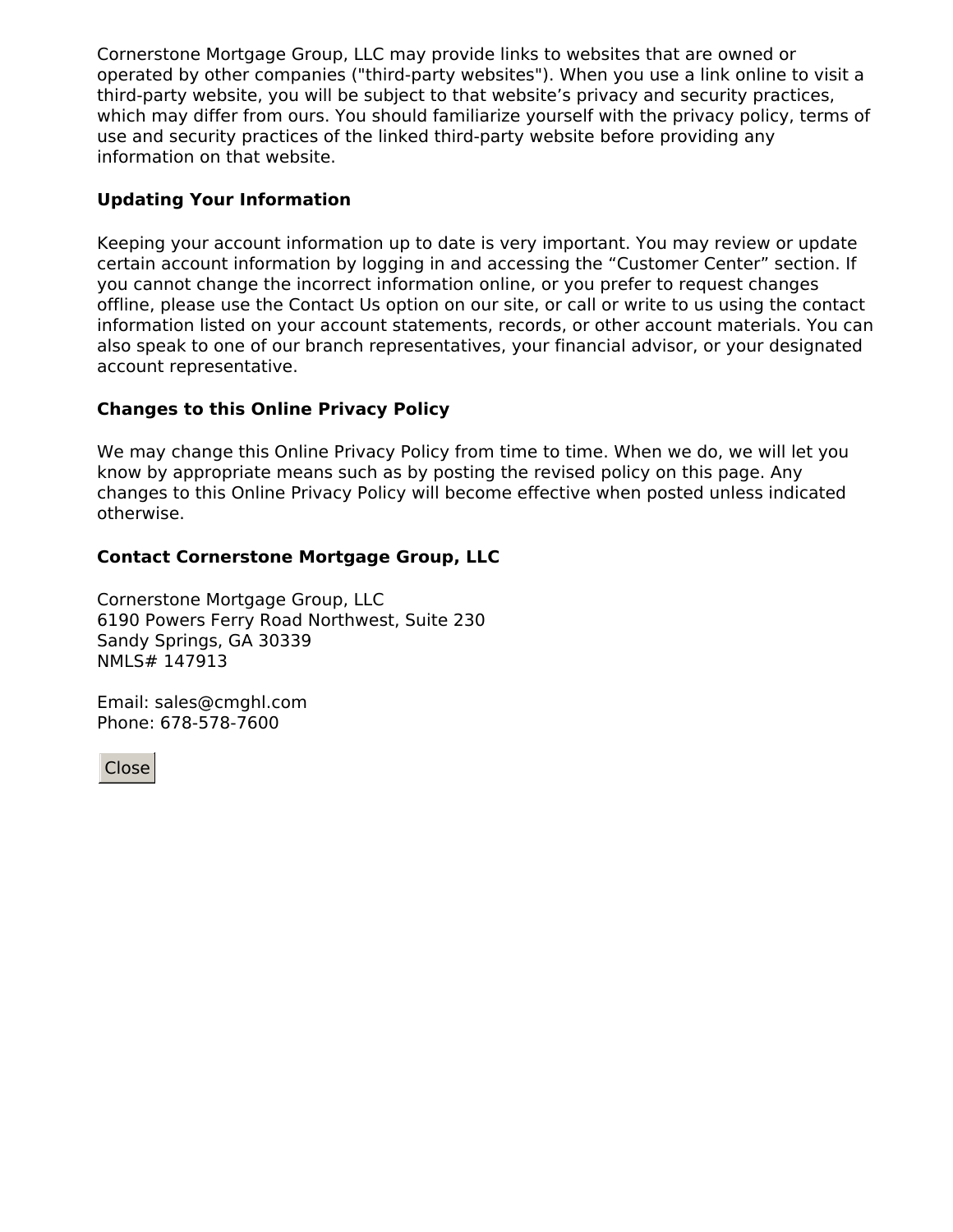Cornerstone Mortgage Group, LLC may provide links to websites that are owned or operated by other companies ("third-party websites"). When you use a link online to visit a third-party website, you will be subject to that website's privacy and security practices, which may differ from ours. You should familiarize yourself with the privacy policy, terms of use and security practices of the linked third-party website before providing any information on that website.

**Updating Your Information**

Keeping your account information up to date is very important. You may review or update certain account information by logging in and accessing the "Customer Center" section. If you cannot change the incorrect information online, or you prefer to request changes offline, please use the Contact Us option on our site, or call or write to us using the contact information listed on your account statements, records, or other account materials. You can also speak to one of our branch representatives, your financial advisor, or your designated account representative.

**Changes to this Online Privacy Policy**

We may change this Online Privacy Policy from time to time. When we do, we will let you know by appropriate means such as by posting the revised policy on this page. Any changes to this Online Privacy Policy will become effective when posted unless indicated otherwise.

**Contact Cornerstone Mortgage Group, LLC**

Cornerstone Mortgage Group, LLC
6190 Powers Ferry Road Northwest, Suite 230
Sandy Springs, GA 30339
NMLS# 147913

Email: sales@cmghl.com
Phone: 678-578-7600

Close